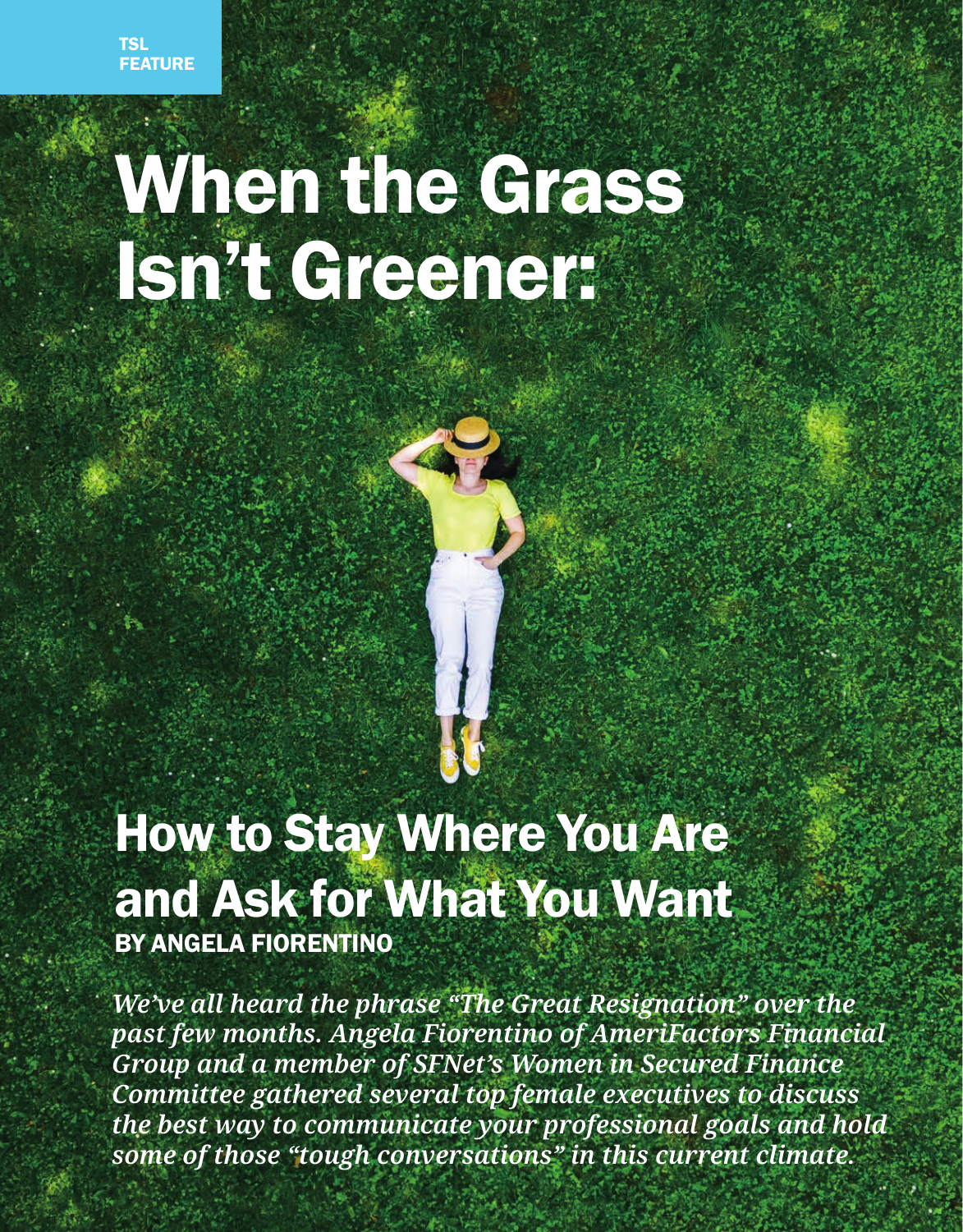TSL FEATURE

# When the Grass Isn't Greener:

## How to Stay Where You Are and Ask for What You Want

BY ANGELA FIORENTINO

*We've all heard the phrase "The Great Resignation" over the past few months. Angela Fiorentino of AmeriFactors Financial Group and a member of SFNet's Women in Secured Finance Committee gathered several top female executives to discuss the best way to communicate your professional goals and hold some of those "tough conversations" in this current climate.*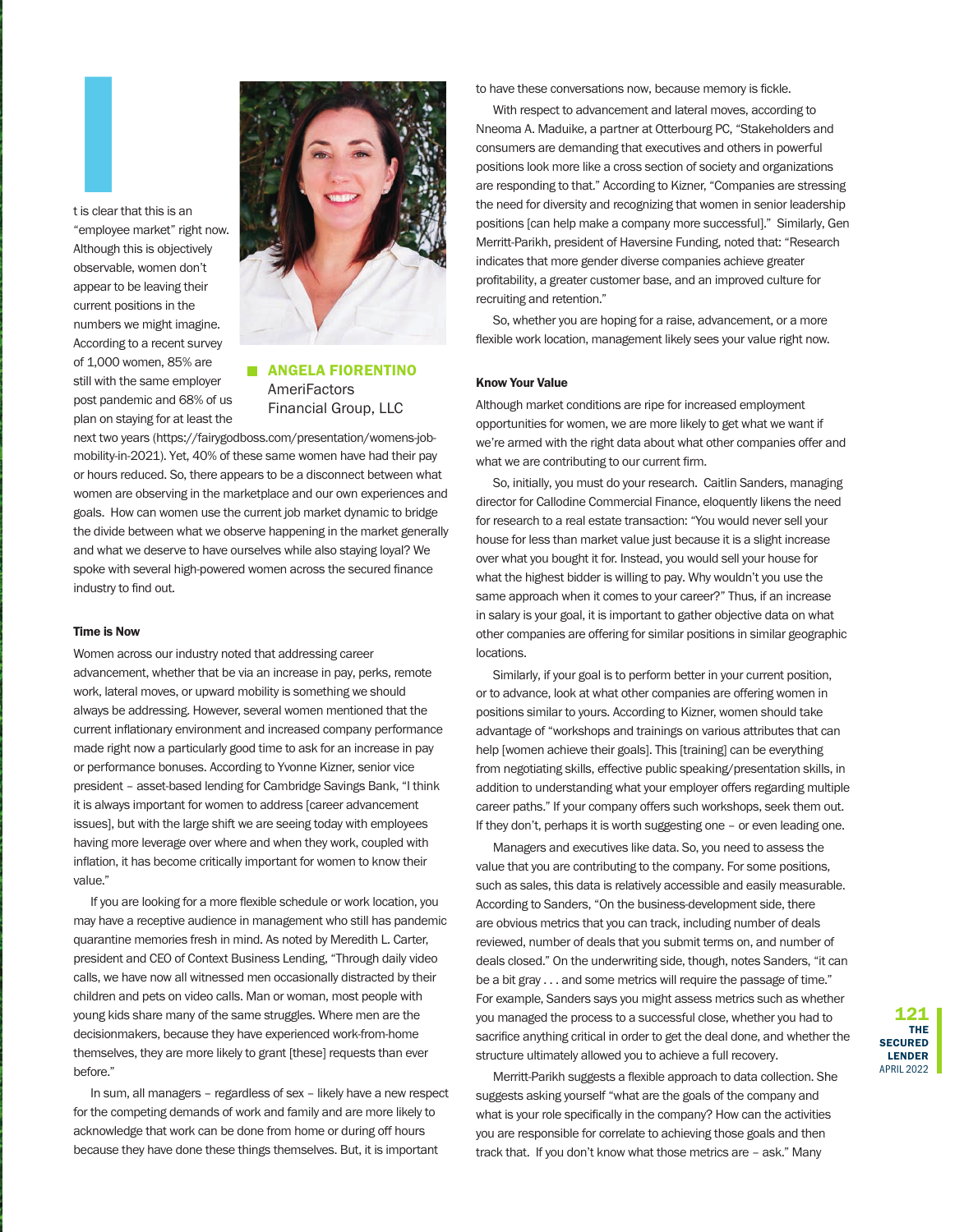It is clear that this is an "employee market" right now. Although this is objectively observable, women don't appear to be leaving their current positions in the numbers we might imagine. According to a recent survey of 1,000 women, 85% are still with the same employer post pandemic and 68% of us plan on staying for at least the next two years (https://fairygodboss.com/presentation/womens-job-mobility-in-2021). Yet, 40% of these same women have had their pay or hours reduced. So, there appears to be a disconnect between what women are observing in the marketplace and our own experiences and goals. How can women use the current job market dynamic to bridge the divide between what we observe happening in the market generally and what we deserve to have ourselves while also staying loyal? We spoke with several high-powered women across the secured finance industry to find out.

**ANGELA FIORENTINO**
AmeriFactors Financial Group, LLC

#### Time is Now

Women across our industry noted that addressing career advancement, whether that be via an increase in pay, perks, remote work, lateral moves, or upward mobility is something we should always be addressing. However, several women mentioned that the current inflationary environment and increased company performance made right now a particularly good time to ask for an increase in pay or performance bonuses. According to Yvonne Kizner, senior vice president – asset-based lending for Cambridge Savings Bank, "I think it is always important for women to address [career advancement issues], but with the large shift we are seeing today with employees having more leverage over where and when they work, coupled with inflation, it has become critically important for women to know their value."

If you are looking for a more flexible schedule or work location, you may have a receptive audience in management who still has pandemic quarantine memories fresh in mind. As noted by Meredith L. Carter, president and CEO of Context Business Lending, "Through daily video calls, we have now all witnessed men occasionally distracted by their children and pets on video calls. Man or woman, most people with young kids share many of the same struggles. Where men are the decisionmakers, because they have experienced work-from-home themselves, they are more likely to grant [these] requests than ever before."

In sum, all managers – regardless of sex – likely have a new respect for the competing demands of work and family and are more likely to acknowledge that work can be done from home or during off hours because they have done these things themselves. But, it is important to have these conversations now, because memory is fickle.

With respect to advancement and lateral moves, according to Nneoma A. Maduike, a partner at Otterbourg PC, "Stakeholders and consumers are demanding that executives and others in powerful positions look more like a cross section of society and organizations are responding to that." According to Kizner, "Companies are stressing the need for diversity and recognizing that women in senior leadership positions [can help make a company more successful]." Similarly, Gen Merritt-Parikh, president of Haversine Funding, noted that: "Research indicates that more gender diverse companies achieve greater profitability, a greater customer base, and an improved culture for recruiting and retention."

So, whether you are hoping for a raise, advancement, or a more flexible work location, management likely sees your value right now.

#### Know Your Value

Although market conditions are ripe for increased employment opportunities for women, we are more likely to get what we want if we're armed with the right data about what other companies offer and what we are contributing to our current firm.

So, initially, you must do your research. Caitlin Sanders, managing director for Callodine Commercial Finance, eloquently likens the need for research to a real estate transaction: "You would never sell your house for less than market value just because it is a slight increase over what you bought it for. Instead, you would sell your house for what the highest bidder is willing to pay. Why wouldn't you use the same approach when it comes to your career?" Thus, if an increase in salary is your goal, it is important to gather objective data on what other companies are offering for similar positions in similar geographic locations.

Similarly, if your goal is to perform better in your current position, or to advance, look at what other companies are offering women in positions similar to yours. According to Kizner, women should take advantage of "workshops and trainings on various attributes that can help [women achieve their goals]. This [training] can be everything from negotiating skills, effective public speaking/presentation skills, in addition to understanding what your employer offers regarding multiple career paths." If your company offers such workshops, seek them out. If they don't, perhaps it is worth suggesting one – or even leading one.

Managers and executives like data. So, you need to assess the value that you are contributing to the company. For some positions, such as sales, this data is relatively accessible and easily measurable. According to Sanders, "On the business-development side, there are obvious metrics that you can track, including number of deals reviewed, number of deals that you submit terms on, and number of deals closed." On the underwriting side, though, notes Sanders, "it can be a bit gray . . . and some metrics will require the passage of time." For example, Sanders says you might assess metrics such as whether you managed the process to a successful close, whether you had to sacrifice anything critical in order to get the deal done, and whether the structure ultimately allowed you to achieve a full recovery.

Merritt-Parikh suggests a flexible approach to data collection. She suggests asking yourself "what are the goals of the company and what is your role specifically in the company? How can the activities you are responsible for correlate to achieving those goals and then track that. If you don't know what those metrics are – ask." Many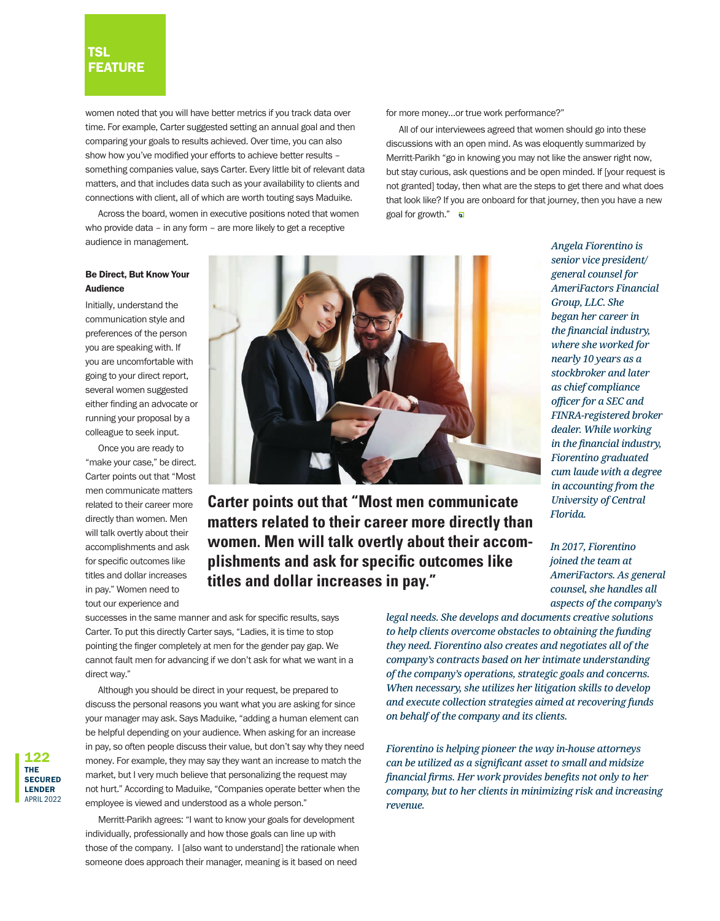women noted that you will have better metrics if you track data over time. For example, Carter suggested setting an annual goal and then comparing your goals to results achieved. Over time, you can also show how you've modified your efforts to achieve better results – something companies value, says Carter. Every little bit of relevant data matters, and that includes data such as your availability to clients and connections with client, all of which are worth touting says Maduike.

Across the board, women in executive positions noted that women who provide data – in any form – are more likely to get a receptive audience in management.

### Be Direct, But Know Your Audience

Initially, understand the communication style and preferences of the person you are speaking with. If you are uncomfortable with going to your direct report, several women suggested either finding an advocate or running your proposal by a colleague to seek input.

Once you are ready to "make your case," be direct. Carter points out that "Most men communicate matters related to their career more directly than women. Men will talk overtly about their accomplishments and ask for specific outcomes like titles and dollar increases in pay." Women need to tout our experience and successes in the same manner and ask for specific results, says Carter. To put this directly Carter says, "Ladies, it is time to stop pointing the finger completely at men for the gender pay gap. We cannot fault men for advancing if we don't ask for what we want in a direct way."

**Carter points out that "Most men communicate matters related to their career more directly than women. Men will talk overtly about their accomplishments and ask for specific outcomes like titles and dollar increases in pay."**

Although you should be direct in your request, be prepared to discuss the personal reasons you want what you are asking for since your manager may ask. Says Maduike, "adding a human element can be helpful depending on your audience. When asking for an increase in pay, so often people discuss their value, but don't say why they need money. For example, they may say they want an increase to match the market, but I very much believe that personalizing the request may not hurt." According to Maduike, "Companies operate better when the employee is viewed and understood as a whole person."

Merritt-Parikh agrees: "I want to know your goals for development individually, professionally and how those goals can line up with those of the company. I [also want to understand] the rationale when someone does approach their manager, meaning is it based on need for more money…or true work performance?"

All of our interviewees agreed that women should go into these discussions with an open mind. As was eloquently summarized by Merritt-Parikh "go in knowing you may not like the answer right now, but stay curious, ask questions and be open minded. If [your request is not granted] today, then what are the steps to get there and what does that look like? If you are onboard for that journey, then you have a new goal for growth."

*Angela Fiorentino is senior vice president/general counsel for AmeriFactors Financial Group, LLC. She began her career in the financial industry, where she worked for nearly 10 years as a stockbroker and later as chief compliance officer for a SEC and FINRA-registered broker dealer. While working in the financial industry, Fiorentino graduated cum laude with a degree in accounting from the University of Central Florida.*

*In 2017, Fiorentino joined the team at AmeriFactors. As general counsel, she handles all aspects of the company's legal needs. She develops and documents creative solutions to help clients overcome obstacles to obtaining the funding they need. Fiorentino also creates and negotiates all of the company's contracts based on her intimate understanding of the company's operations, strategic goals and concerns. When necessary, she utilizes her litigation skills to develop and execute collection strategies aimed at recovering funds on behalf of the company and its clients.*

*Fiorentino is helping pioneer the way in-house attorneys can be utilized as a significant asset to small and midsize financial firms. Her work provides benefits not only to her company, but to her clients in minimizing risk and increasing revenue.*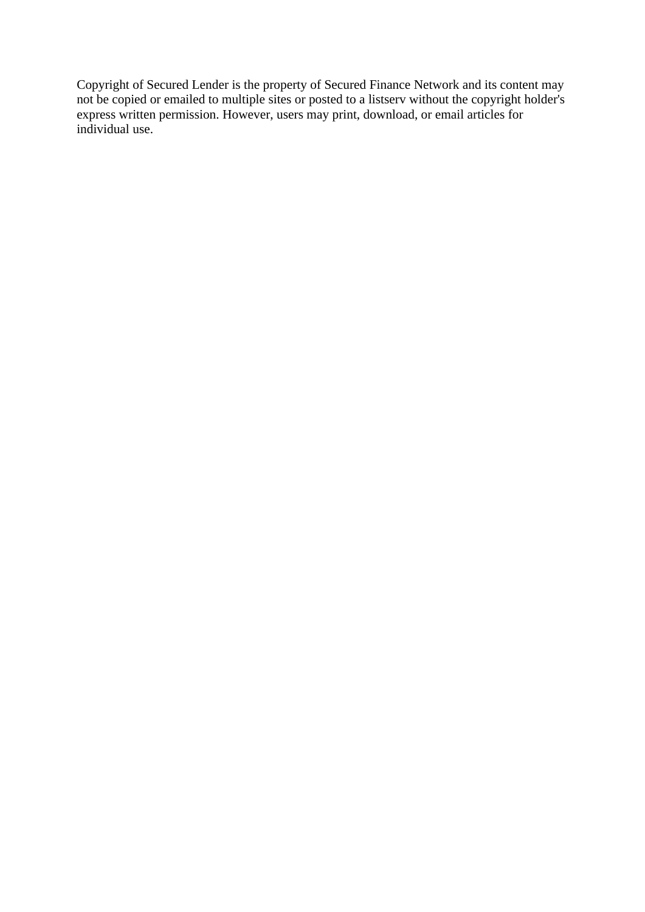Copyright of Secured Lender is the property of Secured Finance Network and its content may not be copied or emailed to multiple sites or posted to a listserv without the copyright holder's express written permission. However, users may print, download, or email articles for individual use.